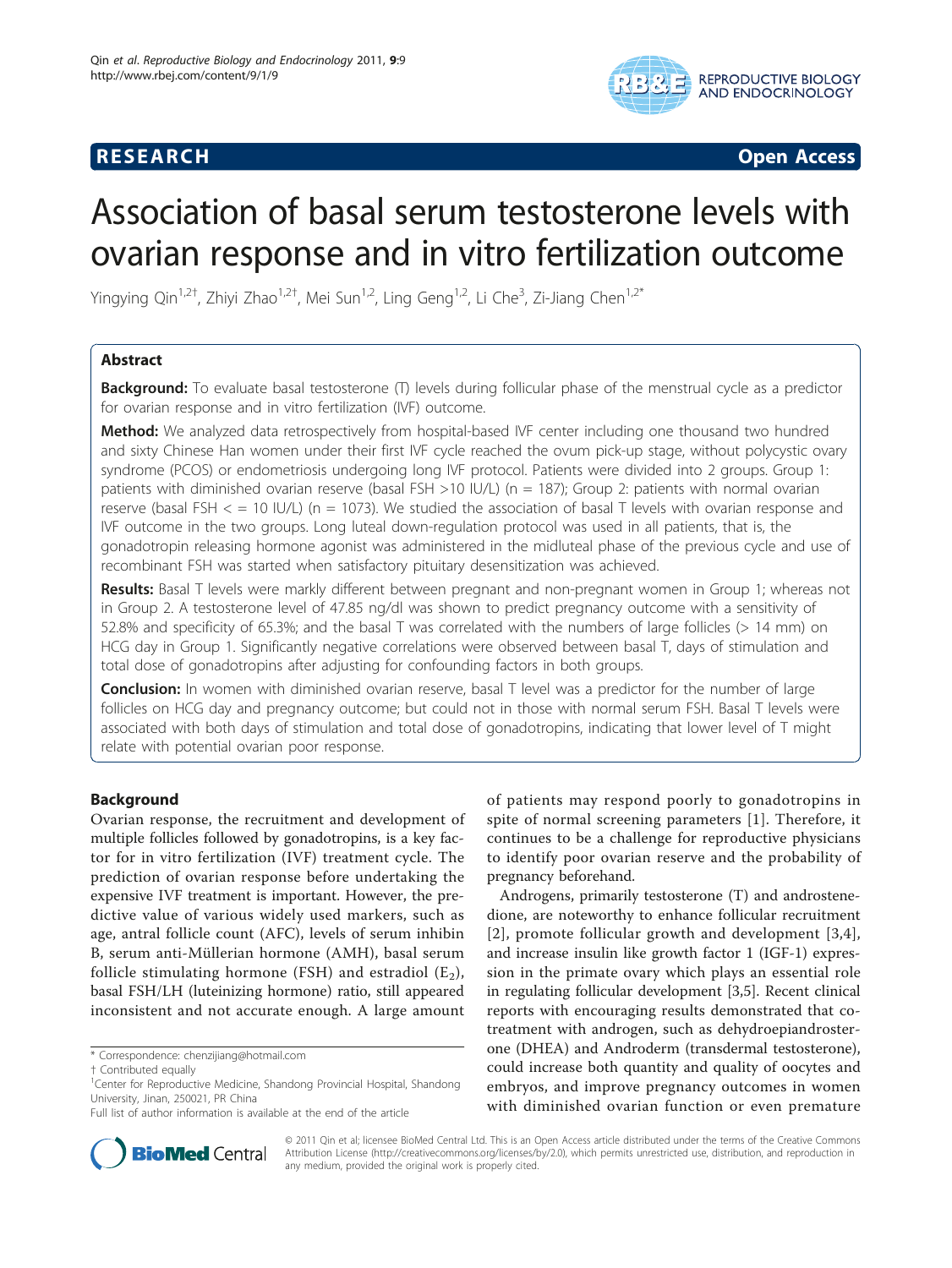RESEARCH Open Access

# Association of basal serum testosterone levels with ovarian response and in vitro fertilization outcome

Yingying Qin[1,2†], Zhiyi Zhao[1,2†], Mei Sun[1,2], Ling Geng[1,2], Li Che[3], Zi-Jiang Chen[1,2*]

## Abstract

**Background:** To evaluate basal testosterone (T) levels during follicular phase of the menstrual cycle as a predictor for ovarian response and in vitro fertilization (IVF) outcome.

**Method:** We analyzed data retrospectively from hospital-based IVF center including one thousand two hundred and sixty Chinese Han women under their first IVF cycle reached the ovum pick-up stage, without polycystic ovary syndrome (PCOS) or endometriosis undergoing long IVF protocol. Patients were divided into 2 groups. Group 1: patients with diminished ovarian reserve (basal FSH >10 IU/L) (n = 187); Group 2: patients with normal ovarian reserve (basal FSH < = 10 IU/L) (n = 1073). We studied the association of basal T levels with ovarian response and IVF outcome in the two groups. Long luteal down-regulation protocol was used in all patients, that is, the gonadotropin releasing hormone agonist was administered in the midluteal phase of the previous cycle and use of recombinant FSH was started when satisfactory pituitary desensitization was achieved.

**Results:** Basal T levels were markly different between pregnant and non-pregnant women in Group 1; whereas not in Group 2. A testosterone level of 47.85 ng/dl was shown to predict pregnancy outcome with a sensitivity of 52.8% and specificity of 65.3%; and the basal T was correlated with the numbers of large follicles (> 14 mm) on HCG day in Group 1. Significantly negative correlations were observed between basal T, days of stimulation and total dose of gonadotropins after adjusting for confounding factors in both groups.

**Conclusion:** In women with diminished ovarian reserve, basal T level was a predictor for the number of large follicles on HCG day and pregnancy outcome; but could not in those with normal serum FSH. Basal T levels were associated with both days of stimulation and total dose of gonadotropins, indicating that lower level of T might relate with potential ovarian poor response.

## Background

Ovarian response, the recruitment and development of multiple follicles followed by gonadotropins, is a key factor for in vitro fertilization (IVF) treatment cycle. The prediction of ovarian response before undertaking the expensive IVF treatment is important. However, the predictive value of various widely used markers, such as age, antral follicle count (AFC), levels of serum inhibin B, serum anti-Müllerian hormone (AMH), basal serum follicle stimulating hormone (FSH) and estradiol ($E_2$), basal FSH/LH (luteinizing hormone) ratio, still appeared inconsistent and not accurate enough. A large amount of patients may respond poorly to gonadotropins in spite of normal screening parameters [1]. Therefore, it continues to be a challenge for reproductive physicians to identify poor ovarian reserve and the probability of pregnancy beforehand.

Androgens, primarily testosterone (T) and androstenedione, are noteworthy to enhance follicular recruitment [2], promote follicular growth and development [3,4], and increase insulin like growth factor 1 (IGF-1) expression in the primate ovary which plays an essential role in regulating follicular development [3,5]. Recent clinical reports with encouraging results demonstrated that co-treatment with androgen, such as dehydroepiandrosterone (DHEA) and Androderm (transdermal testosterone), could increase both quantity and quality of oocytes and embryos, and improve pregnancy outcomes in women with diminished ovarian function or even premature

\* Correspondence: chenzijiang@hotmail.com
† Contributed equally
[1]Center for Reproductive Medicine, Shandong Provincial Hospital, Shandong University, Jinan, 250021, PR China
Full list of author information is available at the end of the article

© 2011 Qin et al; licensee BioMed Central Ltd. This is an Open Access article distributed under the terms of the Creative Commons Attribution License (http://creativecommons.org/licenses/by/2.0), which permits unrestricted use, distribution, and reproduction in any medium, provided the original work is properly cited.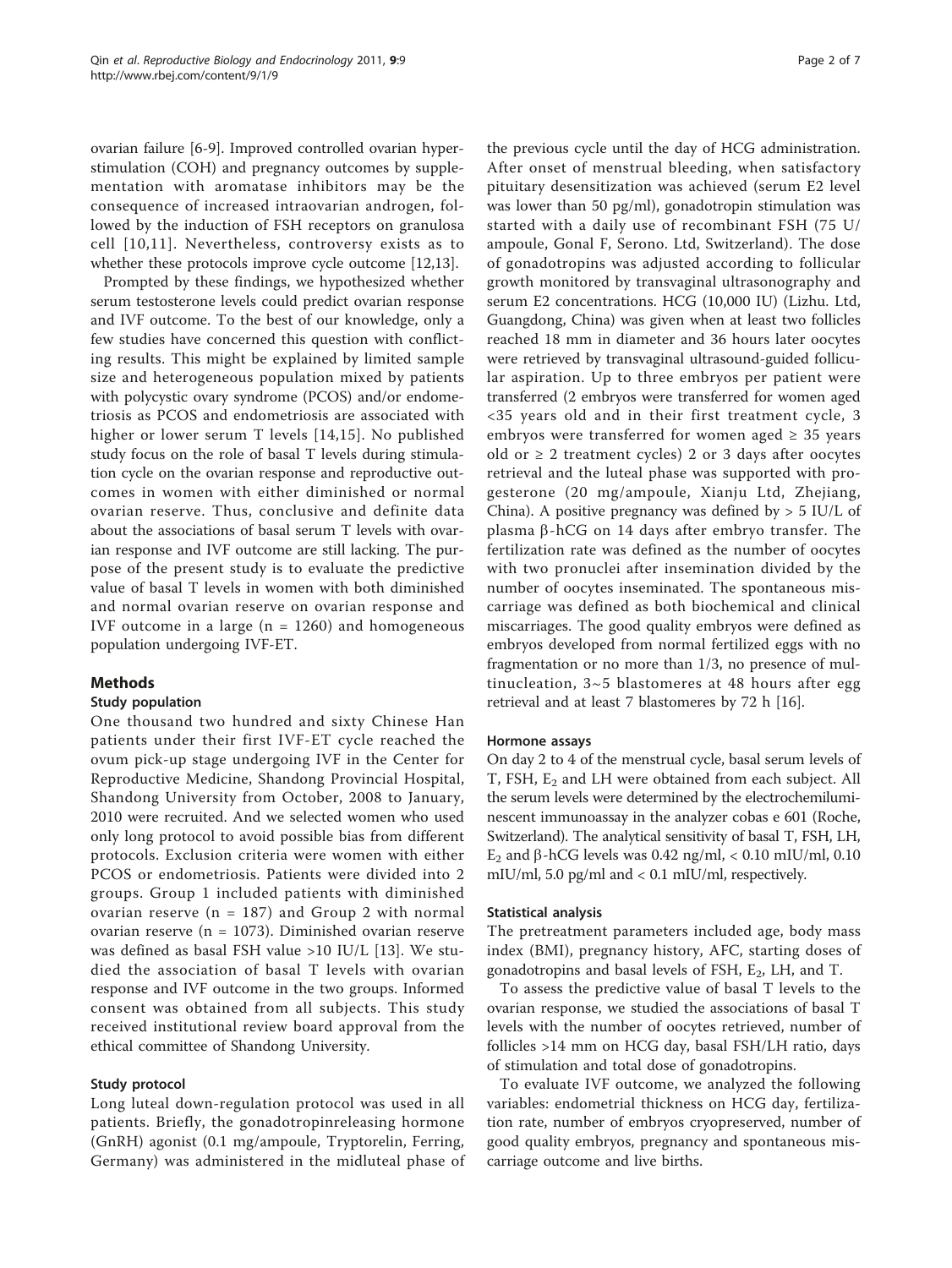ovarian failure [6-9]. Improved controlled ovarian hyperstimulation (COH) and pregnancy outcomes by supplementation with aromatase inhibitors may be the consequence of increased intraovarian androgen, followed by the induction of FSH receptors on granulosa cell [10,11]. Nevertheless, controversy exists as to whether these protocols improve cycle outcome [12,13].

Prompted by these findings, we hypothesized whether serum testosterone levels could predict ovarian response and IVF outcome. To the best of our knowledge, only a few studies have concerned this question with conflicting results. This might be explained by limited sample size and heterogeneous population mixed by patients with polycystic ovary syndrome (PCOS) and/or endometriosis as PCOS and endometriosis are associated with higher or lower serum T levels [14,15]. No published study focus on the role of basal T levels during stimulation cycle on the ovarian response and reproductive outcomes in women with either diminished or normal ovarian reserve. Thus, conclusive and definite data about the associations of basal serum T levels with ovarian response and IVF outcome are still lacking. The purpose of the present study is to evaluate the predictive value of basal T levels in women with both diminished and normal ovarian reserve on ovarian response and IVF outcome in a large (n = 1260) and homogeneous population undergoing IVF-ET.

## Methods

### Study population

One thousand two hundred and sixty Chinese Han patients under their first IVF-ET cycle reached the ovum pick-up stage undergoing IVF in the Center for Reproductive Medicine, Shandong Provincial Hospital, Shandong University from October, 2008 to January, 2010 were recruited. And we selected women who used only long protocol to avoid possible bias from different protocols. Exclusion criteria were women with either PCOS or endometriosis. Patients were divided into 2 groups. Group 1 included patients with diminished ovarian reserve (n = 187) and Group 2 with normal ovarian reserve (n = 1073). Diminished ovarian reserve was defined as basal FSH value >10 IU/L [13]. We studied the association of basal T levels with ovarian response and IVF outcome in the two groups. Informed consent was obtained from all subjects. This study received institutional review board approval from the ethical committee of Shandong University.

### Study protocol

Long luteal down-regulation protocol was used in all patients. Briefly, the gonadotropinreleasing hormone (GnRH) agonist (0.1 mg/ampoule, Tryptorelin, Ferring, Germany) was administered in the midluteal phase of the previous cycle until the day of HCG administration. After onset of menstrual bleeding, when satisfactory pituitary desensitization was achieved (serum E2 level was lower than 50 pg/ml), gonadotropin stimulation was started with a daily use of recombinant FSH (75 U/ampoule, Gonal F, Serono. Ltd, Switzerland). The dose of gonadotropins was adjusted according to follicular growth monitored by transvaginal ultrasonography and serum E2 concentrations. HCG (10,000 IU) (Lizhu. Ltd, Guangdong, China) was given when at least two follicles reached 18 mm in diameter and 36 hours later oocytes were retrieved by transvaginal ultrasound-guided follicular aspiration. Up to three embryos per patient were transferred (2 embryos were transferred for women aged <35 years old and in their first treatment cycle, 3 embryos were transferred for women aged ≥ 35 years old or ≥ 2 treatment cycles) 2 or 3 days after oocytes retrieval and the luteal phase was supported with progesterone (20 mg/ampoule, Xianju Ltd, Zhejiang, China). A positive pregnancy was defined by > 5 IU/L of plasma β-hCG on 14 days after embryo transfer. The fertilization rate was defined as the number of oocytes with two pronuclei after insemination divided by the number of oocytes inseminated. The spontaneous miscarriage was defined as both biochemical and clinical miscarriages. The good quality embryos were defined as embryos developed from normal fertilized eggs with no fragmentation or no more than 1/3, no presence of multinucleation, 3~5 blastomeres at 48 hours after egg retrieval and at least 7 blastomeres by 72 h [16].

### Hormone assays

On day 2 to 4 of the menstrual cycle, basal serum levels of T, FSH, $E_2$ and LH were obtained from each subject. All the serum levels were determined by the electrochemiluminescent immunoassay in the analyzer cobas e 601 (Roche, Switzerland). The analytical sensitivity of basal T, FSH, LH, $E_2$ and β-hCG levels was 0.42 ng/ml, < 0.10 mIU/ml, 0.10 mIU/ml, 5.0 pg/ml and < 0.1 mIU/ml, respectively.

### Statistical analysis

The pretreatment parameters included age, body mass index (BMI), pregnancy history, AFC, starting doses of gonadotropins and basal levels of FSH, $E_2$, LH, and T.

To assess the predictive value of basal T levels to the ovarian response, we studied the associations of basal T levels with the number of oocytes retrieved, number of follicles >14 mm on HCG day, basal FSH/LH ratio, days of stimulation and total dose of gonadotropins.

To evaluate IVF outcome, we analyzed the following variables: endometrial thickness on HCG day, fertilization rate, number of embryos cryopreserved, number of good quality embryos, pregnancy and spontaneous miscarriage outcome and live births.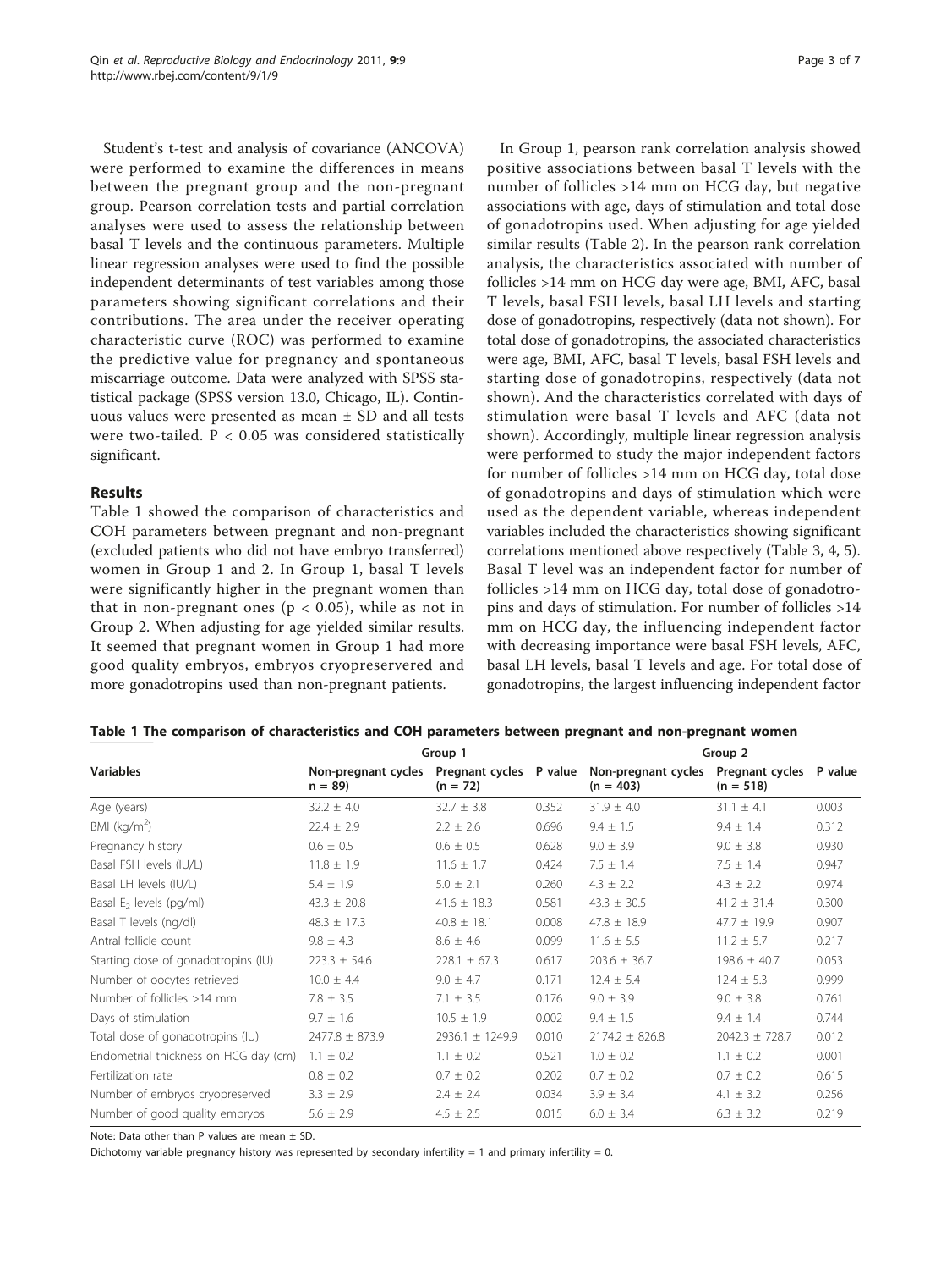Student's t-test and analysis of covariance (ANCOVA) were performed to examine the differences in means between the pregnant group and the non-pregnant group. Pearson correlation tests and partial correlation analyses were used to assess the relationship between basal T levels and the continuous parameters. Multiple linear regression analyses were used to find the possible independent determinants of test variables among those parameters showing significant correlations and their contributions. The area under the receiver operating characteristic curve (ROC) was performed to examine the predictive value for pregnancy and spontaneous miscarriage outcome. Data were analyzed with SPSS statistical package (SPSS version 13.0, Chicago, IL). Continuous values were presented as mean ± SD and all tests were two-tailed. $P < 0.05$ was considered statistically significant.

## Results

Table 1 showed the comparison of characteristics and COH parameters between pregnant and non-pregnant (excluded patients who did not have embryo transferred) women in Group 1 and 2. In Group 1, basal T levels were significantly higher in the pregnant women than that in non-pregnant ones ($p < 0.05$), while as not in Group 2. When adjusting for age yielded similar results. It seemed that pregnant women in Group 1 had more good quality embryos, embryos cryopreservered and more gonadotropins used than non-pregnant patients.

In Group 1, pearson rank correlation analysis showed positive associations between basal T levels with the number of follicles >14 mm on HCG day, but negative associations with age, days of stimulation and total dose of gonadotropins used. When adjusting for age yielded similar results (Table 2). In the pearson rank correlation analysis, the characteristics associated with number of follicles >14 mm on HCG day were age, BMI, AFC, basal T levels, basal FSH levels, basal LH levels and starting dose of gonadotropins, respectively (data not shown). For total dose of gonadotropins, the associated characteristics were age, BMI, AFC, basal T levels, basal FSH levels and starting dose of gonadotropins, respectively (data not shown). And the characteristics correlated with days of stimulation were basal T levels and AFC (data not shown). Accordingly, multiple linear regression analysis were performed to study the major independent factors for number of follicles >14 mm on HCG day, total dose of gonadotropins and days of stimulation which were used as the dependent variable, whereas independent variables included the characteristics showing significant correlations mentioned above respectively (Table 3, 4, 5). Basal T level was an independent factor for number of follicles >14 mm on HCG day, total dose of gonadotropins and days of stimulation. For number of follicles >14 mm on HCG day, the influencing independent factor with decreasing importance were basal FSH levels, AFC, basal LH levels, basal T levels and age. For total dose of gonadotropins, the largest influencing independent factor

**Table 1 The comparison of characteristics and COH parameters between pregnant and non-pregnant women**

| Variables | Group 1 | | | Group 2 | | |
|---|---|---|---|---|---|---|
| | Non-pregnant cycles n = 89) | Pregnant cycles (n = 72) | P value | Non-pregnant cycles (n = 403) | Pregnant cycles (n = 518) | P value |
| Age (years) | 32.2 ± 4.0 | 32.7 ± 3.8 | 0.352 | 31.9 ± 4.0 | 31.1 ± 4.1 | 0.003 |
| BMI (kg/m$^2$) | 22.4 ± 2.9 | 2.2 ± 2.6 | 0.696 | 9.4 ± 1.5 | 9.4 ± 1.4 | 0.312 |
| Pregnancy history | 0.6 ± 0.5 | 0.6 ± 0.5 | 0.628 | 9.0 ± 3.9 | 9.0 ± 3.8 | 0.930 |
| Basal FSH levels (IU/L) | 11.8 ± 1.9 | 11.6 ± 1.7 | 0.424 | 7.5 ± 1.4 | 7.5 ± 1.4 | 0.947 |
| Basal LH levels (IU/L) | 5.4 ± 1.9 | 5.0 ± 2.1 | 0.260 | 4.3 ± 2.2 | 4.3 ± 2.2 | 0.974 |
| Basal $E_2$ levels (pg/ml) | 43.3 ± 20.8 | 41.6 ± 18.3 | 0.581 | 43.3 ± 30.5 | 41.2 ± 31.4 | 0.300 |
| Basal T levels (ng/dl) | 48.3 ± 17.3 | 40.8 ± 18.1 | 0.008 | 47.8 ± 18.9 | 47.7 ± 19.9 | 0.907 |
| Antral follicle count | 9.8 ± 4.3 | 8.6 ± 4.6 | 0.099 | 11.6 ± 5.5 | 11.2 ± 5.7 | 0.217 |
| Starting dose of gonadotropins (IU) | 223.3 ± 54.6 | 228.1 ± 67.3 | 0.617 | 203.6 ± 36.7 | 198.6 ± 40.7 | 0.053 |
| Number of oocytes retrieved | 10.0 ± 4.4 | 9.0 ± 4.7 | 0.171 | 12.4 ± 5.4 | 12.4 ± 5.3 | 0.999 |
| Number of follicles >14 mm | 7.8 ± 3.5 | 7.1 ± 3.5 | 0.176 | 9.0 ± 3.9 | 9.0 ± 3.8 | 0.761 |
| Days of stimulation | 9.7 ± 1.6 | 10.5 ± 1.9 | 0.002 | 9.4 ± 1.5 | 9.4 ± 1.4 | 0.744 |
| Total dose of gonadotropins (IU) | 2477.8 ± 873.9 | 2936.1 ± 1249.9 | 0.010 | 2174.2 ± 826.8 | 2042.3 ± 728.7 | 0.012 |
| Endometrial thickness on HCG day (cm) | 1.1 ± 0.2 | 1.1 ± 0.2 | 0.521 | 1.0 ± 0.2 | 1.1 ± 0.2 | 0.001 |
| Fertilization rate | 0.8 ± 0.2 | 0.7 ± 0.2 | 0.202 | 0.7 ± 0.2 | 0.7 ± 0.2 | 0.615 |
| Number of embryos cryopreserved | 3.3 ± 2.9 | 2.4 ± 2.4 | 0.034 | 3.9 ± 3.4 | 4.1 ± 3.2 | 0.256 |
| Number of good quality embryos | 5.6 ± 2.9 | 4.5 ± 2.5 | 0.015 | 6.0 ± 3.4 | 6.3 ± 3.2 | 0.219 |

Note: Data other than P values are mean ± SD.

Dichotomy variable pregnancy history was represented by secondary infertility = 1 and primary infertility = 0.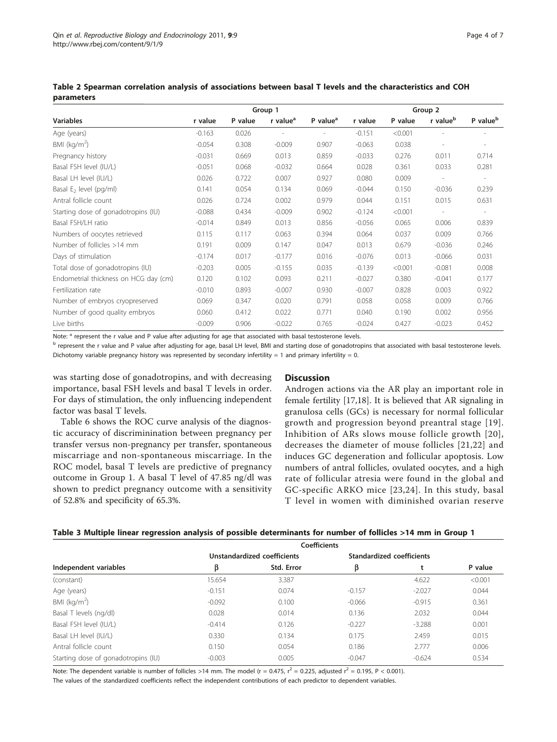**Table 2 Spearman correlation analysis of associations between basal T levels and the characteristics and COH parameters**

| | Group 1 | | | | Group 2 | | | |
|---|---|---|---|---|---|---|---|---|
| Variables | r value | P value | r value[a] | P value[a] | r value | P value | r value[b] | P value[b] |
| Age (years) | -0.163 | 0.026 | - | - | -0.151 | <0.001 | - | - |
| BMI ($kg/m^2$) | -0.054 | 0.308 | -0.009 | 0.907 | -0.063 | 0.038 | - | - |
| Pregnancy history | -0.031 | 0.669 | 0.013 | 0.859 | -0.033 | 0.276 | 0.011 | 0.714 |
| Basal FSH level (IU/L) | -0.051 | 0.068 | -0.032 | 0.664 | 0.028 | 0.361 | 0.033 | 0.281 |
| Basal LH level (IU/L) | 0.026 | 0.722 | 0.007 | 0.927 | 0.080 | 0.009 | - | - |
| Basal $E_2$ level (pg/ml) | 0.141 | 0.054 | 0.134 | 0.069 | -0.044 | 0.150 | -0.036 | 0.239 |
| Antral follicle count | 0.026 | 0.724 | 0.002 | 0.979 | 0.044 | 0.151 | 0.015 | 0.631 |
| Starting dose of gonadotropins (IU) | -0.088 | 0.434 | -0.009 | 0.902 | -0.124 | <0.001 | - | - |
| Basal FSH/LH ratio | -0.014 | 0.849 | 0.013 | 0.856 | -0.056 | 0.065 | 0.006 | 0.839 |
| Numbers of oocytes retrieved | 0.115 | 0.117 | 0.063 | 0.394 | 0.064 | 0.037 | 0.009 | 0.766 |
| Number of follicles >14 mm | 0.191 | 0.009 | 0.147 | 0.047 | 0.013 | 0.679 | -0.036 | 0.246 |
| Days of stimulation | -0.174 | 0.017 | -0.177 | 0.016 | -0.076 | 0.013 | -0.066 | 0.031 |
| Total dose of gonadotropins (IU) | -0.203 | 0.005 | -0.155 | 0.035 | -0.139 | <0.001 | -0.081 | 0.008 |
| Endometrial thickness on HCG day (cm) | 0.120 | 0.102 | 0.093 | 0.211 | -0.027 | 0.380 | -0.041 | 0.177 |
| Fertilization rate | -0.010 | 0.893 | -0.007 | 0.930 | -0.007 | 0.828 | 0.003 | 0.922 |
| Number of embryos cryopreserved | 0.069 | 0.347 | 0.020 | 0.791 | 0.058 | 0.058 | 0.009 | 0.766 |
| Number of good quality embryos | 0.060 | 0.412 | 0.022 | 0.771 | 0.040 | 0.190 | 0.002 | 0.956 |
| Live births | -0.009 | 0.906 | -0.022 | 0.765 | -0.024 | 0.427 | -0.023 | 0.452 |

Note: [a] represent the r value and P value after adjusting for age that associated with basal testosterone levels.

[b] represent the r value and P value after adjusting for age, basal LH level, BMI and starting dose of gonadotropins that associated with basal testosterone levels.

Dichotomy variable pregnancy history was represented by secondary infertility = 1 and primary infertility = 0.

was starting dose of gonadotropins, and with decreasing importance, basal FSH levels and basal T levels in order. For days of stimulation, the only influencing independent factor was basal T levels.

Table 6 shows the ROC curve analysis of the diagnostic accuracy of discriminination between pregnancy per transfer versus non-pregnancy per transfer, spontaneous miscarriage and non-spontaneous miscarriage. In the ROC model, basal T levels are predictive of pregnancy outcome in Group 1. A basal T level of 47.85 ng/dl was shown to predict pregnancy outcome with a sensitivity of 52.8% and specificity of 65.3%.

## Discussion

Androgen actions via the AR play an important role in female fertility [17,18]. It is believed that AR signaling in granulosa cells (GCs) is necessary for normal follicular growth and progression beyond preantral stage [19]. Inhibition of ARs slows mouse follicle growth [20], decreases the diameter of mouse follicles [21,22] and induces GC degeneration and follicular apoptosis. Low numbers of antral follicles, ovulated oocytes, and a high rate of follicular atresia were found in the global and GC-specific ARKO mice [23,24]. In this study, basal T level in women with diminished ovarian reserve

**Table 3 Multiple linear regression analysis of possible determinants for number of follicles >14 mm in Group 1**

| | Coefficients | | | | |
|---|---|---|---|---|---|
| | Unstandardized coefficients | | Standardized coefficients | | |
| Independent variables | β | Std. Error | β | t | P value |
| (constant) | 15.654 | 3.387 | | 4.622 | <0.001 |
| Age (years) | -0.151 | 0.074 | -0.157 | -2.027 | 0.044 |
| BMI ($kg/m^2$) | -0.092 | 0.100 | -0.066 | -0.915 | 0.361 |
| Basal T levels (ng/dl) | 0.028 | 0.014 | 0.136 | 2.032 | 0.044 |
| Basal FSH level (IU/L) | -0.414 | 0.126 | -0.227 | -3.288 | 0.001 |
| Basal LH level (IU/L) | 0.330 | 0.134 | 0.175 | 2.459 | 0.015 |
| Antral follicle count | 0.150 | 0.054 | 0.186 | 2.777 | 0.006 |
| Starting dose of gonadotropins (IU) | -0.003 | 0.005 | -0.047 | -0.624 | 0.534 |

Note: The dependent variable is number of follicles >14 mm. The model ($r = 0.475$, $r^2 = 0.225$, adjusted $r^2 = 0.195$, $P < 0.001$).

The values of the standardized coefficients reflect the independent contributions of each predictor to dependent variables.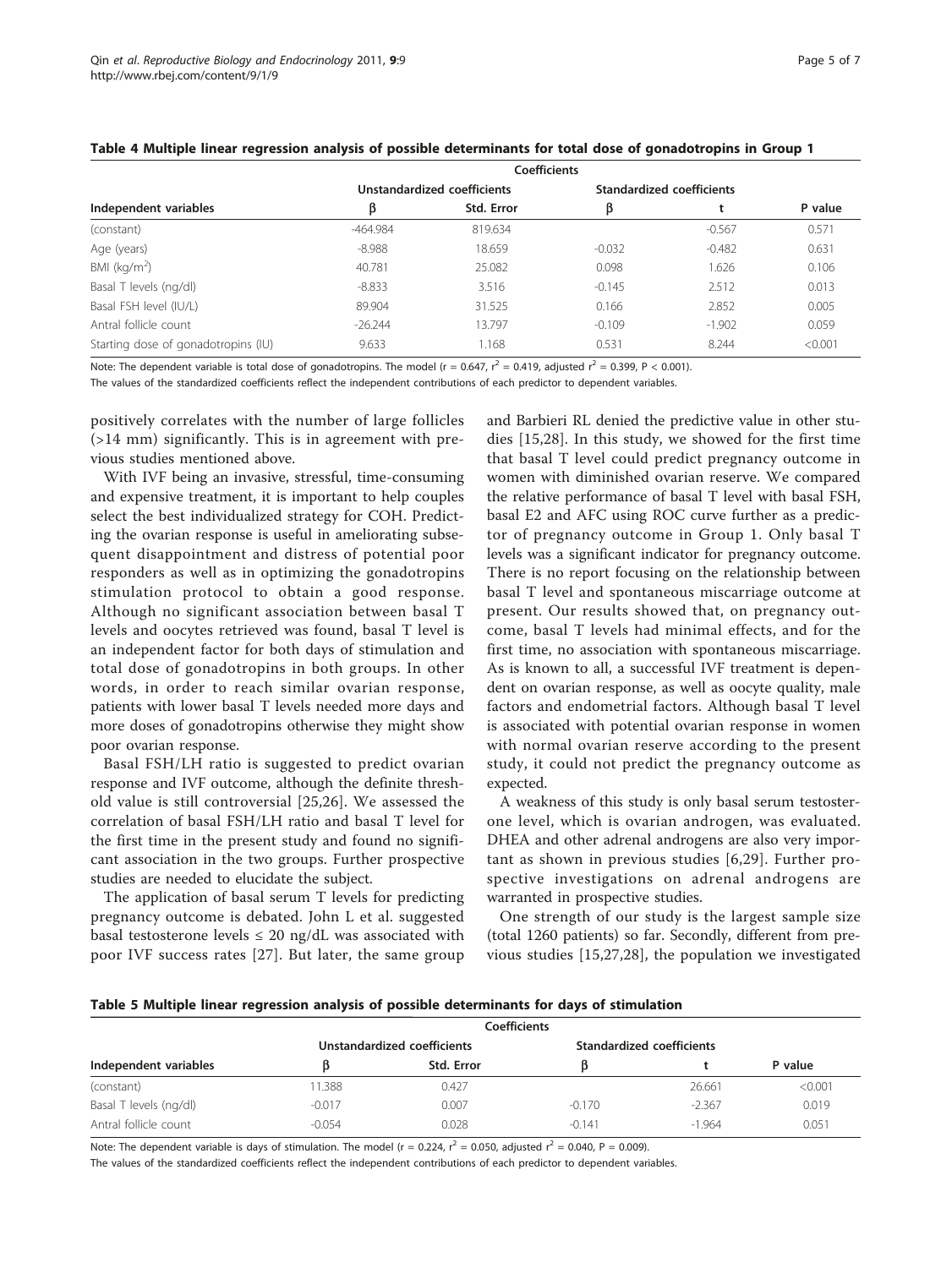**Table 4 Multiple linear regression analysis of possible determinants for total dose of gonadotropins in Group 1**

| | Coefficients | | | | |
|---|---|---|---|---|---|
| | Unstandardized coefficients | | Standardized coefficients | | |
| Independent variables | β | Std. Error | β | t | P value |
| (constant) | -464.984 | 819.634 | | -0.567 | 0.571 |
| Age (years) | -8.988 | 18.659 | -0.032 | -0.482 | 0.631 |
| BMI (kg/m$^2$) | 40.781 | 25.082 | 0.098 | 1.626 | 0.106 |
| Basal T levels (ng/dl) | -8.833 | 3.516 | -0.145 | 2.512 | 0.013 |
| Basal FSH level (IU/L) | 89.904 | 31.525 | 0.166 | 2.852 | 0.005 |
| Antral follicle count | -26.244 | 13.797 | -0.109 | -1.902 | 0.059 |
| Starting dose of gonadotropins (IU) | 9.633 | 1.168 | 0.531 | 8.244 | <0.001 |

Note: The dependent variable is total dose of gonadotropins. The model ($r = 0.647$, $r^2 = 0.419$, adjusted $r^2 = 0.399$, $P < 0.001$).

The values of the standardized coefficients reflect the independent contributions of each predictor to dependent variables.

positively correlates with the number of large follicles (>14 mm) significantly. This is in agreement with previous studies mentioned above.

With IVF being an invasive, stressful, time-consuming and expensive treatment, it is important to help couples select the best individualized strategy for COH. Predicting the ovarian response is useful in ameliorating subsequent disappointment and distress of potential poor responders as well as in optimizing the gonadotropins stimulation protocol to obtain a good response. Although no significant association between basal T levels and oocytes retrieved was found, basal T level is an independent factor for both days of stimulation and total dose of gonadotropins in both groups. In other words, in order to reach similar ovarian response, patients with lower basal T levels needed more days and more doses of gonadotropins otherwise they might show poor ovarian response.

Basal FSH/LH ratio is suggested to predict ovarian response and IVF outcome, although the definite threshold value is still controversial [25,26]. We assessed the correlation of basal FSH/LH ratio and basal T level for the first time in the present study and found no significant association in the two groups. Further prospective studies are needed to elucidate the subject.

The application of basal serum T levels for predicting pregnancy outcome is debated. John L et al. suggested basal testosterone levels ≤ 20 ng/dL was associated with poor IVF success rates [27]. But later, the same group and Barbieri RL denied the predictive value in other studies [15,28]. In this study, we showed for the first time that basal T level could predict pregnancy outcome in women with diminished ovarian reserve. We compared the relative performance of basal T level with basal FSH, basal E2 and AFC using ROC curve further as a predictor of pregnancy outcome in Group 1. Only basal T levels was a significant indicator for pregnancy outcome. There is no report focusing on the relationship between basal T level and spontaneous miscarriage outcome at present. Our results showed that, on pregnancy outcome, basal T levels had minimal effects, and for the first time, no association with spontaneous miscarriage. As is known to all, a successful IVF treatment is dependent on ovarian response, as well as oocyte quality, male factors and endometrial factors. Although basal T level is associated with potential ovarian response in women with normal ovarian reserve according to the present study, it could not predict the pregnancy outcome as expected.

A weakness of this study is only basal serum testosterone level, which is ovarian androgen, was evaluated. DHEA and other adrenal androgens are also very important as shown in previous studies [6,29]. Further prospective investigations on adrenal androgens are warranted in prospective studies.

One strength of our study is the largest sample size (total 1260 patients) so far. Secondly, different from previous studies [15,27,28], the population we investigated

**Table 5 Multiple linear regression analysis of possible determinants for days of stimulation**

| | Coefficients | | | | |
|---|---|---|---|---|---|
| | Unstandardized coefficients | | Standardized coefficients | | |
| Independent variables | β | Std. Error | β | t | P value |
| (constant) | 11.388 | 0.427 | | 26.661 | <0.001 |
| Basal T levels (ng/dl) | -0.017 | 0.007 | -0.170 | -2.367 | 0.019 |
| Antral follicle count | -0.054 | 0.028 | -0.141 | -1.964 | 0.051 |

Note: The dependent variable is days of stimulation. The model ($r = 0.224$, $r^2 = 0.050$, adjusted $r^2 = 0.040$, $P = 0.009$).

The values of the standardized coefficients reflect the independent contributions of each predictor to dependent variables.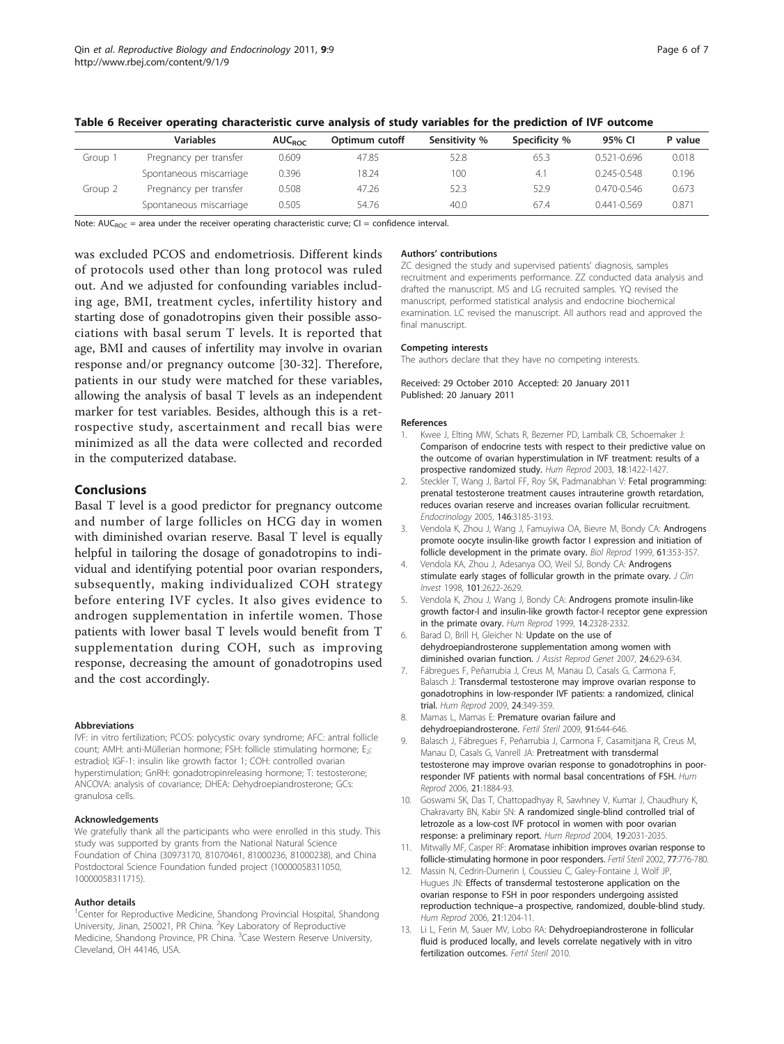**Table 6 Receiver operating characteristic curve analysis of study variables for the prediction of IVF outcome**

| | Variables | $AUC_{ROC}$ | Optimum cutoff | Sensitivity % | Specificity % | 95% CI | P value |
|---|---|---|---|---|---|---|---|
| Group 1 | Pregnancy per transfer | 0.609 | 47.85 | 52.8 | 65.3 | 0.521-0.696 | 0.018 |
| | Spontaneous miscarriage | 0.396 | 18.24 | 100 | 4.1 | 0.245-0.548 | 0.196 |
| Group 2 | Pregnancy per transfer | 0.508 | 47.26 | 52.3 | 52.9 | 0.470-0.546 | 0.673 |
| | Spontaneous miscarriage | 0.505 | 54.76 | 40.0 | 67.4 | 0.441-0.569 | 0.871 |

Note: $AUC_{ROC}$ = area under the receiver operating characteristic curve; CI = confidence interval.

was excluded PCOS and endometriosis. Different kinds of protocols used other than long protocol was ruled out. And we adjusted for confounding variables including age, BMI, treatment cycles, infertility history and starting dose of gonadotropins given their possible associations with basal serum T levels. It is reported that age, BMI and causes of infertility may involve in ovarian response and/or pregnancy outcome [30-32]. Therefore, patients in our study were matched for these variables, allowing the analysis of basal T levels as an independent marker for test variables. Besides, although this is a retrospective study, ascertainment and recall bias were minimized as all the data were collected and recorded in the computerized database.

## Conclusions

Basal T level is a good predictor for pregnancy outcome and number of large follicles on HCG day in women with diminished ovarian reserve. Basal T level is equally helpful in tailoring the dosage of gonadotropins to individual and identifying potential poor ovarian responders, subsequently, making individualized COH strategy before entering IVF cycles. It also gives evidence to androgen supplementation in infertile women. Those patients with lower basal T levels would benefit from T supplementation during COH, such as improving response, decreasing the amount of gonadotropins used and the cost accordingly.

#### Abbreviations

IVF: in vitro fertilization; PCOS: polycystic ovary syndrome; AFC: antral follicle count; AMH: anti-Müllerian hormone; FSH: follicle stimulating hormone; $E_2$: estradiol; IGF-1: insulin like growth factor 1; COH: controlled ovarian hyperstimulation; GnRH: gonadotropinreleasing hormone; T: testosterone; ANCOVA: analysis of covariance; DHEA: Dehydroepiandrosterone; GCs: granulosa cells.

#### Acknowledgements

We gratefully thank all the participants who were enrolled in this study. This study was supported by grants from the National Natural Science Foundation of China (30973170, 81070461, 81000236, 81000238), and China Postdoctoral Science Foundation funded project (10000058311050, 10000058311715).

#### Author details

[1]Center for Reproductive Medicine, Shandong Provincial Hospital, Shandong University, Jinan, 250021, PR China. [2]Key Laboratory of Reproductive Medicine, Shandong Province, PR China. [3]Case Western Reserve University, Cleveland, OH 44146, USA.

#### Authors' contributions

ZC designed the study and supervised patients' diagnosis, samples recruitment and experiments performance. ZZ conducted data analysis and drafted the manuscript. MS and LG recruited samples. YQ revised the manuscript, performed statistical analysis and endocrine biochemical examination. LC revised the manuscript. All authors read and approved the final manuscript.

#### Competing interests

The authors declare that they have no competing interests.

Received: 29 October 2010 Accepted: 20 January 2011
Published: 20 January 2011

#### References

1. Kwee J, Elting MW, Schats R, Bezemer PD, Lambalk CB, Schoemaker J: **Comparison of endocrine tests with respect to their predictive value on the outcome of ovarian hyperstimulation in IVF treatment: results of a prospective randomized study.** *Hum Reprod* 2003, **18**:1422-1427.
2. Steckler T, Wang J, Bartol FF, Roy SK, Padmanabhan V: **Fetal programming: prenatal testosterone treatment causes intrauterine growth retardation, reduces ovarian reserve and increases ovarian follicular recruitment.** *Endocrinology* 2005, **146**:3185-3193.
3. Vendola K, Zhou J, Wang J, Famuyiwa OA, Bievre M, Bondy CA: **Androgens promote oocyte insulin-like growth factor I expression and initiation of follicle development in the primate ovary.** *Biol Reprod* 1999, **61**:353-357.
4. Vendola KA, Zhou J, Adesanya OO, Weil SJ, Bondy CA: **Androgens stimulate early stages of follicular growth in the primate ovary.** *J Clin Invest* 1998, **101**:2622-2629.
5. Vendola K, Zhou J, Wang J, Bondy CA: **Androgens promote insulin-like growth factor-I and insulin-like growth factor-I receptor gene expression in the primate ovary.** *Hum Reprod* 1999, **14**:2328-2332.
6. Barad D, Brill H, Gleicher N: **Update on the use of dehydroepiandrosterone supplementation among women with diminished ovarian function.** *J Assist Reprod Genet* 2007, **24**:629-634.
7. Fábregues F, Peñarrubia J, Creus M, Manau D, Casals G, Carmona F, Balasch J: **Transdermal testosterone may improve ovarian response to gonadotrophins in low-responder IVF patients: a randomized, clinical trial.** *Hum Reprod* 2009, **24**:349-359.
8. Mamas L, Mamas E: **Premature ovarian failure and dehydroepiandrosterone.** *Fertil Steril* 2009, **91**:644-646.
9. Balasch J, Fábregues F, Peñarrubia J, Carmona F, Casamitjana R, Creus M, Manau D, Casals G, Vanrell JA: **Pretreatment with transdermal testosterone may improve ovarian response to gonadotrophins in poor-responder IVF patients with normal basal concentrations of FSH.** *Hum Reprod* 2006, **21**:1884-93.
10. Goswami SK, Das T, Chattopadhyay R, Sawhney V, Kumar J, Chaudhury K, Chakravarty BN, Kabir SN: **A randomized single-blind controlled trial of letrozole as a low-cost IVF protocol in women with poor ovarian response: a preliminary report.** *Hum Reprod* 2004, **19**:2031-2035.
11. Mitwally MF, Casper RF: **Aromatase inhibition improves ovarian response to follicle-stimulating hormone in poor responders.** *Fertil Steril* 2002, **77**:776-780.
12. Massin N, Cedrin-Durnerin I, Coussieu C, Galey-Fontaine J, Wolf JP, Hugues JN: **Effects of transdermal testosterone application on the ovarian response to FSH in poor responders undergoing assisted reproduction technique–a prospective, randomized, double-blind study.** *Hum Reprod* 2006, **21**:1204-11.
13. Li L, Ferin M, Sauer MV, Lobo RA: **Dehydroepiandrosterone in follicular fluid is produced locally, and levels correlate negatively with in vitro fertilization outcomes.** *Fertil Steril* 2010.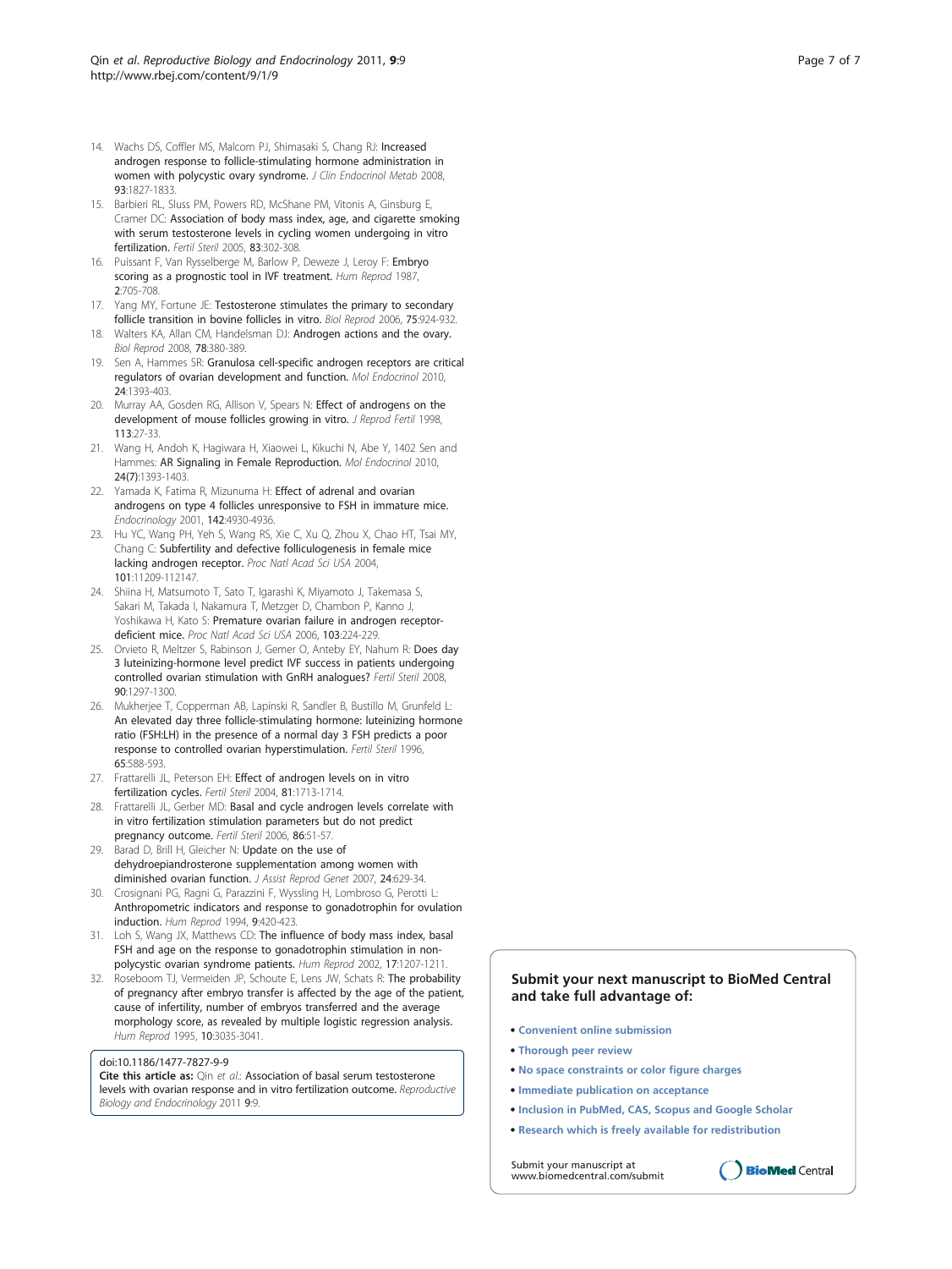14. Wachs DS, Coffler MS, Malcom PJ, Shimasaki S, Chang RJ: **Increased androgen response to follicle-stimulating hormone administration in women with polycystic ovary syndrome.** *J Clin Endocrinol Metab* 2008, **93**:1827-1833.
15. Barbieri RL, Sluss PM, Powers RD, McShane PM, Vitonis A, Ginsburg E, Cramer DC: **Association of body mass index, age, and cigarette smoking with serum testosterone levels in cycling women undergoing in vitro fertilization.** *Fertil Steril* 2005, **83**:302-308.
16. Puissant F, Van Rysselberge M, Barlow P, Deweze J, Leroy F: **Embryo scoring as a prognostic tool in IVF treatment.** *Hum Reprod* 1987, **2**:705-708.
17. Yang MY, Fortune JE: **Testosterone stimulates the primary to secondary follicle transition in bovine follicles in vitro.** *Biol Reprod* 2006, **75**:924-932.
18. Walters KA, Allan CM, Handelsman DJ: **Androgen actions and the ovary.** *Biol Reprod* 2008, **78**:380-389.
19. Sen A, Hammes SR: **Granulosa cell-specific androgen receptors are critical regulators of ovarian development and function.** *Mol Endocrinol* 2010, **24**:1393-403.
20. Murray AA, Gosden RG, Allison V, Spears N: **Effect of androgens on the development of mouse follicles growing in vitro.** *J Reprod Fertil* 1998, **113**:27-33.
21. Wang H, Andoh K, Hagiwara H, Xiaowei L, Kikuchi N, Abe Y, 1402 Sen and Hammes: **AR Signaling in Female Reproduction.** *Mol Endocrinol* 2010, **24(7)**:1393-1403.
22. Yamada K, Fatima R, Mizunuma H: **Effect of adrenal and ovarian androgens on type 4 follicles unresponsive to FSH in immature mice.** *Endocrinology* 2001, **142**:4930-4936.
23. Hu YC, Wang PH, Yeh S, Wang RS, Xie C, Xu Q, Zhou X, Chao HT, Tsai MY, Chang C: **Subfertility and defective folliculogenesis in female mice lacking androgen receptor.** *Proc Natl Acad Sci USA* 2004, **101**:11209-112147.
24. Shiina H, Matsumoto T, Sato T, Igarashi K, Miyamoto J, Takemasa S, Sakari M, Takada I, Nakamura T, Metzger D, Chambon P, Kanno J, Yoshikawa H, Kato S: **Premature ovarian failure in androgen receptor-deficient mice.** *Proc Natl Acad Sci USA* 2006, **103**:224-229.
25. Orvieto R, Meltzer S, Rabinson J, Gemer O, Anteby EY, Nahum R: **Does day 3 luteinizing-hormone level predict IVF success in patients undergoing controlled ovarian stimulation with GnRH analogues?** *Fertil Steril* 2008, **90**:1297-1300.
26. Mukherjee T, Copperman AB, Lapinski R, Sandler B, Bustillo M, Grunfeld L: **An elevated day three follicle-stimulating hormone: luteinizing hormone ratio (FSH:LH) in the presence of a normal day 3 FSH predicts a poor response to controlled ovarian hyperstimulation.** *Fertil Steril* 1996, **65**:588-593.
27. Frattarelli JL, Peterson EH: **Effect of androgen levels on in vitro fertilization cycles.** *Fertil Steril* 2004, **81**:1713-1714.
28. Frattarelli JL, Gerber MD: **Basal and cycle androgen levels correlate with in vitro fertilization stimulation parameters but do not predict pregnancy outcome.** *Fertil Steril* 2006, **86**:51-57.
29. Barad D, Brill H, Gleicher N: **Update on the use of dehydroepiandrosterone supplementation among women with diminished ovarian function.** *J Assist Reprod Genet* 2007, **24**:629-34.
30. Crosignani PG, Ragni G, Parazzini F, Wyssling H, Lombroso G, Perotti L: **Anthropometric indicators and response to gonadotrophin for ovulation induction.** *Hum Reprod* 1994, **9**:420-423.
31. Loh S, Wang JX, Matthews CD: **The influence of body mass index, basal FSH and age on the response to gonadotrophin stimulation in non-polycystic ovarian syndrome patients.** *Hum Reprod* 2002, **17**:1207-1211.
32. Roseboom TJ, Vermeiden JP, Schoute E, Lens JW, Schats R: **The probability of pregnancy after embryo transfer is affected by the age of the patient, cause of infertility, number of embryos transferred and the average morphology score, as revealed by multiple logistic regression analysis.** *Hum Reprod* 1995, **10**:3035-3041.

doi:10.1186/1477-7827-9-9

**Cite this article as:** Qin *et al.*: Association of basal serum testosterone levels with ovarian response and in vitro fertilization outcome. *Reproductive Biology and Endocrinology* 2011 **9**:9.

**Submit your next manuscript to BioMed Central and take full advantage of:**

- **Convenient online submission**
- **Thorough peer review**
- **No space constraints or color figure charges**
- **Immediate publication on acceptance**
- **Inclusion in PubMed, CAS, Scopus and Google Scholar**
- **Research which is freely available for redistribution**

Submit your manuscript at www.biomedcentral.com/submit

BioMed Central